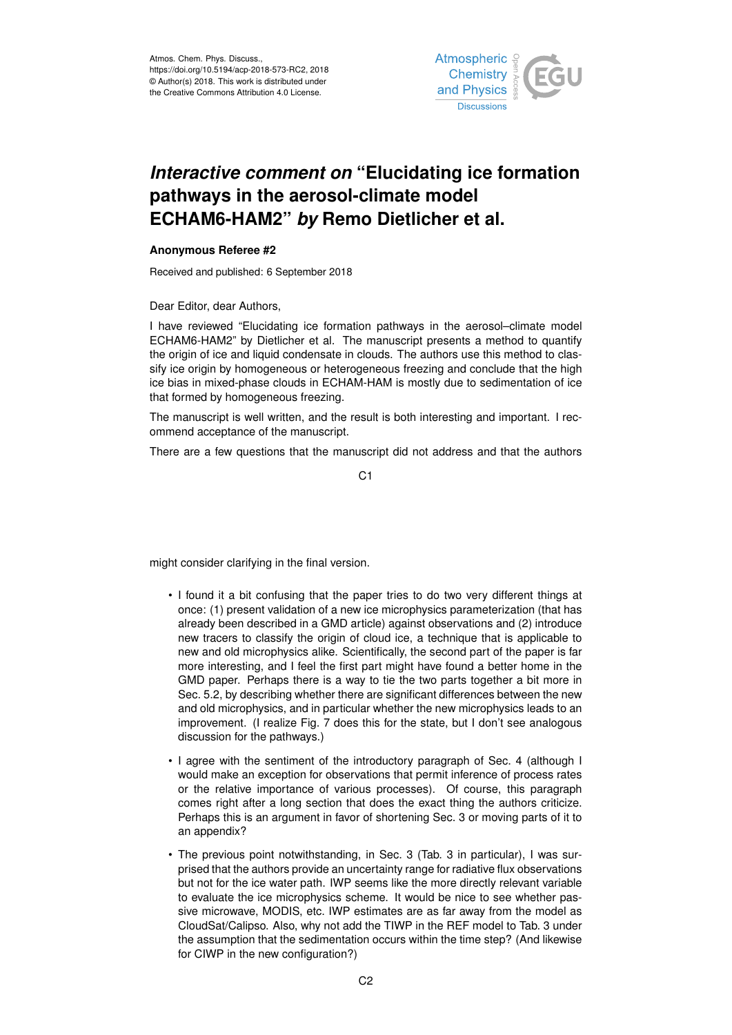# *Interactive comment on* "Elucidating ice formation pathways in the aerosol-climate model ECHAM6-HAM2" *by* Remo Dietlicher et al.

**Anonymous Referee #2**

Received and published: 6 September 2018

Dear Editor, dear Authors,

I have reviewed "Elucidating ice formation pathways in the aerosol–climate model ECHAM6-HAM2" by Dietlicher et al. The manuscript presents a method to quantify the origin of ice and liquid condensate in clouds. The authors use this method to classify ice origin by homogeneous or heterogeneous freezing and conclude that the high ice bias in mixed-phase clouds in ECHAM-HAM is mostly due to sedimentation of ice that formed by homogeneous freezing.

The manuscript is well written, and the result is both interesting and important. I recommend acceptance of the manuscript.

There are a few questions that the manuscript did not address and that the authors might consider clarifying in the final version.

- I found it a bit confusing that the paper tries to do two very different things at once: (1) present validation of a new ice microphysics parameterization (that has already been described in a GMD article) against observations and (2) introduce new tracers to classify the origin of cloud ice, a technique that is applicable to new and old microphysics alike. Scientifically, the second part of the paper is far more interesting, and I feel the first part might have found a better home in the GMD paper. Perhaps there is a way to tie the two parts together a bit more in Sec. 5.2, by describing whether there are significant differences between the new and old microphysics, and in particular whether the new microphysics leads to an improvement. (I realize Fig. 7 does this for the state, but I don't see analogous discussion for the pathways.)
- I agree with the sentiment of the introductory paragraph of Sec. 4 (although I would make an exception for observations that permit inference of process rates or the relative importance of various processes). Of course, this paragraph comes right after a long section that does the exact thing the authors criticize. Perhaps this is an argument in favor of shortening Sec. 3 or moving parts of it to an appendix?
- The previous point notwithstanding, in Sec. 3 (Tab. 3 in particular), I was surprised that the authors provide an uncertainty range for radiative flux observations but not for the ice water path. IWP seems like the more directly relevant variable to evaluate the ice microphysics scheme. It would be nice to see whether passive microwave, MODIS, etc. IWP estimates are as far away from the model as CloudSat/Calipso. Also, why not add the TIWP in the REF model to Tab. 3 under the assumption that the sedimentation occurs within the time step? (And likewise for CIWP in the new configuration?)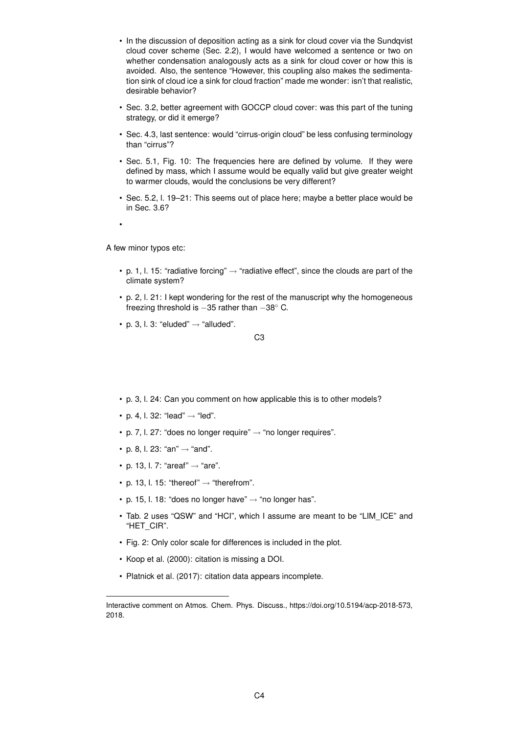- In the discussion of deposition acting as a sink for cloud cover via the Sundqvist cloud cover scheme (Sec. 2.2), I would have welcomed a sentence or two on whether condensation analogously acts as a sink for cloud cover or how this is avoided. Also, the sentence "However, this coupling also makes the sedimentation sink of cloud ice a sink for cloud fraction" made me wonder: isn't that realistic, desirable behavior?
- Sec. 3.2, better agreement with GOCCP cloud cover: was this part of the tuning strategy, or did it emerge?
- Sec. 4.3, last sentence: would "cirrus-origin cloud" be less confusing terminology than "cirrus"?
- Sec. 5.1, Fig. 10: The frequencies here are defined by volume. If they were defined by mass, which I assume would be equally valid but give greater weight to warmer clouds, would the conclusions be very different?
- Sec. 5.2, l. 19–21: This seems out of place here; maybe a better place would be in Sec. 3.6?
-

A few minor typos etc:

- p. 1, l. 15: "radiative forcing" → "radiative effect", since the clouds are part of the climate system?
- p. 2, l. 21: I kept wondering for the rest of the manuscript why the homogeneous freezing threshold is $-35$ rather than $-38^{\circ}$ C.
- p. 3, l. 3: "eluded" → "alluded".
- p. 3, l. 24: Can you comment on how applicable this is to other models?
- p. 4, l. 32: "lead" → "led".
- p. 7, l. 27: "does no longer require" → "no longer requires".
- p. 8, l. 23: "an" → "and".
- p. 13, l. 7: "areaf" → "are".
- p. 13, l. 15: "thereof" → "therefrom".
- p. 15, l. 18: "does no longer have" → "no longer has".
- Tab. 2 uses "QSW" and "HCI", which I assume are meant to be "LIM_ICE" and "HET_CIR".
- Fig. 2: Only color scale for differences is included in the plot.
- Koop et al. (2000): citation is missing a DOI.
- Platnick et al. (2017): citation data appears incomplete.

Interactive comment on Atmos. Chem. Phys. Discuss., https://doi.org/10.5194/acp-2018-573, 2018.